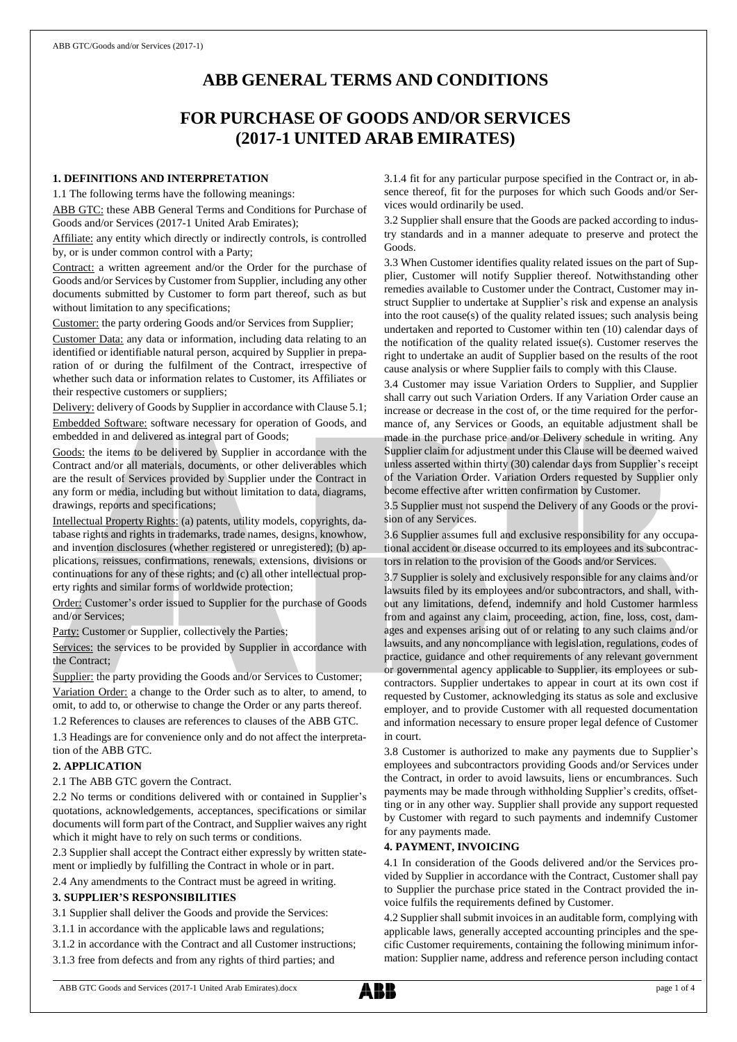# ABB GENERAL TERMS AND CONDITIONS

# FOR PURCHASE OF GOODS AND/OR SERVICES (2017-1 UNITED ARAB EMIRATES)

**1. DEFINITIONS AND INTERPRETATION**

1.1 The following terms have the following meanings:

ABB GTC: these ABB General Terms and Conditions for Purchase of Goods and/or Services (2017-1 United Arab Emirates);

Affiliate: any entity which directly or indirectly controls, is controlled by, or is under common control with a Party;

Contract: a written agreement and/or the Order for the purchase of Goods and/or Services by Customer from Supplier, including any other documents submitted by Customer to form part thereof, such as but without limitation to any specifications;

Customer: the party ordering Goods and/or Services from Supplier;

Customer Data: any data or information, including data relating to an identified or identifiable natural person, acquired by Supplier in preparation of or during the fulfilment of the Contract, irrespective of whether such data or information relates to Customer, its Affiliates or their respective customers or suppliers;

Delivery: delivery of Goods by Supplier in accordance with Clause 5.1;

Embedded Software: software necessary for operation of Goods, and embedded in and delivered as integral part of Goods;

Goods: the items to be delivered by Supplier in accordance with the Contract and/or all materials, documents, or other deliverables which are the result of Services provided by Supplier under the Contract in any form or media, including but without limitation to data, diagrams, drawings, reports and specifications;

Intellectual Property Rights: (a) patents, utility models, copyrights, database rights and rights in trademarks, trade names, designs, knowhow, and invention disclosures (whether registered or unregistered); (b) applications, reissues, confirmations, renewals, extensions, divisions or continuations for any of these rights; and (c) all other intellectual property rights and similar forms of worldwide protection;

Order: Customer's order issued to Supplier for the purchase of Goods and/or Services;

Party: Customer or Supplier, collectively the Parties;

Services: the services to be provided by Supplier in accordance with the Contract;

Supplier: the party providing the Goods and/or Services to Customer;

Variation Order: a change to the Order such as to alter, to amend, to omit, to add to, or otherwise to change the Order or any parts thereof.

1.2 References to clauses are references to clauses of the ABB GTC.

1.3 Headings are for convenience only and do not affect the interpretation of the ABB GTC.

**2. APPLICATION**

2.1 The ABB GTC govern the Contract.

2.2 No terms or conditions delivered with or contained in Supplier's quotations, acknowledgements, acceptances, specifications or similar documents will form part of the Contract, and Supplier waives any right which it might have to rely on such terms or conditions.

2.3 Supplier shall accept the Contract either expressly by written statement or impliedly by fulfilling the Contract in whole or in part.

2.4 Any amendments to the Contract must be agreed in writing.

**3. SUPPLIER'S RESPONSIBILITIES**

3.1 Supplier shall deliver the Goods and provide the Services:

3.1.1 in accordance with the applicable laws and regulations;

3.1.2 in accordance with the Contract and all Customer instructions;

3.1.3 free from defects and from any rights of third parties; and

3.1.4 fit for any particular purpose specified in the Contract or, in absence thereof, fit for the purposes for which such Goods and/or Services would ordinarily be used.

3.2 Supplier shall ensure that the Goods are packed according to industry standards and in a manner adequate to preserve and protect the Goods.

3.3 When Customer identifies quality related issues on the part of Supplier, Customer will notify Supplier thereof. Notwithstanding other remedies available to Customer under the Contract, Customer may instruct Supplier to undertake at Supplier's risk and expense an analysis into the root cause(s) of the quality related issues; such analysis being undertaken and reported to Customer within ten (10) calendar days of the notification of the quality related issue(s). Customer reserves the right to undertake an audit of Supplier based on the results of the root cause analysis or where Supplier fails to comply with this Clause.

3.4 Customer may issue Variation Orders to Supplier, and Supplier shall carry out such Variation Orders. If any Variation Order cause an increase or decrease in the cost of, or the time required for the performance of, any Services or Goods, an equitable adjustment shall be made in the purchase price and/or Delivery schedule in writing. Any Supplier claim for adjustment under this Clause will be deemed waived unless asserted within thirty (30) calendar days from Supplier's receipt of the Variation Order. Variation Orders requested by Supplier only become effective after written confirmation by Customer.

3.5 Supplier must not suspend the Delivery of any Goods or the provision of any Services.

3.6 Supplier assumes full and exclusive responsibility for any occupational accident or disease occurred to its employees and its subcontractors in relation to the provision of the Goods and/or Services.

3.7 Supplier is solely and exclusively responsible for any claims and/or lawsuits filed by its employees and/or subcontractors, and shall, without any limitations, defend, indemnify and hold Customer harmless from and against any claim, proceeding, action, fine, loss, cost, damages and expenses arising out of or relating to any such claims and/or lawsuits, and any noncompliance with legislation, regulations, codes of practice, guidance and other requirements of any relevant government or governmental agency applicable to Supplier, its employees or subcontractors. Supplier undertakes to appear in court at its own cost if requested by Customer, acknowledging its status as sole and exclusive employer, and to provide Customer with all requested documentation and information necessary to ensure proper legal defence of Customer in court.

3.8 Customer is authorized to make any payments due to Supplier's employees and subcontractors providing Goods and/or Services under the Contract, in order to avoid lawsuits, liens or encumbrances. Such payments may be made through withholding Supplier's credits, offsetting or in any other way. Supplier shall provide any support requested by Customer with regard to such payments and indemnify Customer for any payments made.

**4. PAYMENT, INVOICING**

4.1 In consideration of the Goods delivered and/or the Services provided by Supplier in accordance with the Contract, Customer shall pay to Supplier the purchase price stated in the Contract provided the invoice fulfils the requirements defined by Customer.

4.2 Supplier shall submit invoices in an auditable form, complying with applicable laws, generally accepted accounting principles and the specific Customer requirements, containing the following minimum information: Supplier name, address and reference person including contact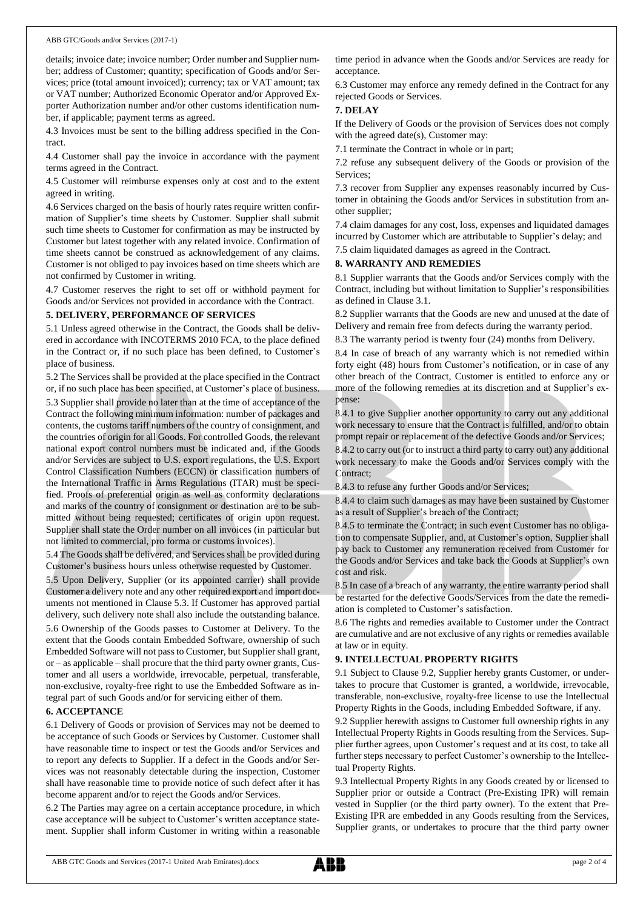details; invoice date; invoice number; Order number and Supplier number; address of Customer; quantity; specification of Goods and/or Services; price (total amount invoiced); currency; tax or VAT amount; tax or VAT number; Authorized Economic Operator and/or Approved Exporter Authorization number and/or other customs identification number, if applicable; payment terms as agreed.

4.3 Invoices must be sent to the billing address specified in the Contract.

4.4 Customer shall pay the invoice in accordance with the payment terms agreed in the Contract.

4.5 Customer will reimburse expenses only at cost and to the extent agreed in writing.

4.6 Services charged on the basis of hourly rates require written confirmation of Supplier's time sheets by Customer. Supplier shall submit such time sheets to Customer for confirmation as may be instructed by Customer but latest together with any related invoice. Confirmation of time sheets cannot be construed as acknowledgement of any claims. Customer is not obliged to pay invoices based on time sheets which are not confirmed by Customer in writing.

4.7 Customer reserves the right to set off or withhold payment for Goods and/or Services not provided in accordance with the Contract.

**5. DELIVERY, PERFORMANCE OF SERVICES**

5.1 Unless agreed otherwise in the Contract, the Goods shall be delivered in accordance with INCOTERMS 2010 FCA, to the place defined in the Contract or, if no such place has been defined, to Customer's place of business.

5.2 The Services shall be provided at the place specified in the Contract or, if no such place has been specified, at Customer's place of business.

5.3 Supplier shall provide no later than at the time of acceptance of the Contract the following minimum information: number of packages and contents, the customs tariff numbers of the country of consignment, and the countries of origin for all Goods. For controlled Goods, the relevant national export control numbers must be indicated and, if the Goods and/or Services are subject to U.S. export regulations, the U.S. Export Control Classification Numbers (ECCN) or classification numbers of the International Traffic in Arms Regulations (ITAR) must be specified. Proofs of preferential origin as well as conformity declarations and marks of the country of consignment or destination are to be submitted without being requested; certificates of origin upon request. Supplier shall state the Order number on all invoices (in particular but not limited to commercial, pro forma or customs invoices).

5.4 The Goods shall be delivered, and Services shall be provided during Customer's business hours unless otherwise requested by Customer.

5.5 Upon Delivery, Supplier (or its appointed carrier) shall provide Customer a delivery note and any other required export and import documents not mentioned in Clause 5.3. If Customer has approved partial delivery, such delivery note shall also include the outstanding balance.

5.6 Ownership of the Goods passes to Customer at Delivery. To the extent that the Goods contain Embedded Software, ownership of such Embedded Software will not pass to Customer, but Supplier shall grant, or – as applicable – shall procure that the third party owner grants, Customer and all users a worldwide, irrevocable, perpetual, transferable, non-exclusive, royalty-free right to use the Embedded Software as integral part of such Goods and/or for servicing either of them.

**6. ACCEPTANCE**

6.1 Delivery of Goods or provision of Services may not be deemed to be acceptance of such Goods or Services by Customer. Customer shall have reasonable time to inspect or test the Goods and/or Services and to report any defects to Supplier. If a defect in the Goods and/or Services was not reasonably detectable during the inspection, Customer shall have reasonable time to provide notice of such defect after it has become apparent and/or to reject the Goods and/or Services.

6.2 The Parties may agree on a certain acceptance procedure, in which case acceptance will be subject to Customer's written acceptance statement. Supplier shall inform Customer in writing within a reasonable time period in advance when the Goods and/or Services are ready for acceptance.

6.3 Customer may enforce any remedy defined in the Contract for any rejected Goods or Services.

**7. DELAY**

If the Delivery of Goods or the provision of Services does not comply with the agreed date(s), Customer may:

7.1 terminate the Contract in whole or in part;

7.2 refuse any subsequent delivery of the Goods or provision of the Services;

7.3 recover from Supplier any expenses reasonably incurred by Customer in obtaining the Goods and/or Services in substitution from another supplier;

7.4 claim damages for any cost, loss, expenses and liquidated damages incurred by Customer which are attributable to Supplier's delay; and

7.5 claim liquidated damages as agreed in the Contract.

**8. WARRANTY AND REMEDIES**

8.1 Supplier warrants that the Goods and/or Services comply with the Contract, including but without limitation to Supplier's responsibilities as defined in Clause 3.1.

8.2 Supplier warrants that the Goods are new and unused at the date of Delivery and remain free from defects during the warranty period.

8.3 The warranty period is twenty four (24) months from Delivery.

8.4 In case of breach of any warranty which is not remedied within forty eight (48) hours from Customer's notification, or in case of any other breach of the Contract, Customer is entitled to enforce any or more of the following remedies at its discretion and at Supplier's expense:

8.4.1 to give Supplier another opportunity to carry out any additional work necessary to ensure that the Contract is fulfilled, and/or to obtain prompt repair or replacement of the defective Goods and/or Services;

8.4.2 to carry out (or to instruct a third party to carry out) any additional work necessary to make the Goods and/or Services comply with the Contract;

8.4.3 to refuse any further Goods and/or Services;

8.4.4 to claim such damages as may have been sustained by Customer as a result of Supplier's breach of the Contract;

8.4.5 to terminate the Contract; in such event Customer has no obligation to compensate Supplier, and, at Customer's option, Supplier shall pay back to Customer any remuneration received from Customer for the Goods and/or Services and take back the Goods at Supplier's own cost and risk.

8.5 In case of a breach of any warranty, the entire warranty period shall be restarted for the defective Goods/Services from the date the remediation is completed to Customer's satisfaction.

8.6 The rights and remedies available to Customer under the Contract are cumulative and are not exclusive of any rights or remedies available at law or in equity.

**9. INTELLECTUAL PROPERTY RIGHTS**

9.1 Subject to Clause 9.2, Supplier hereby grants Customer, or undertakes to procure that Customer is granted, a worldwide, irrevocable, transferable, non-exclusive, royalty-free license to use the Intellectual Property Rights in the Goods, including Embedded Software, if any.

9.2 Supplier herewith assigns to Customer full ownership rights in any Intellectual Property Rights in Goods resulting from the Services. Supplier further agrees, upon Customer's request and at its cost, to take all further steps necessary to perfect Customer's ownership to the Intellectual Property Rights.

9.3 Intellectual Property Rights in any Goods created by or licensed to Supplier prior or outside a Contract (Pre-Existing IPR) will remain vested in Supplier (or the third party owner). To the extent that Pre-Existing IPR are embedded in any Goods resulting from the Services, Supplier grants, or undertakes to procure that the third party owner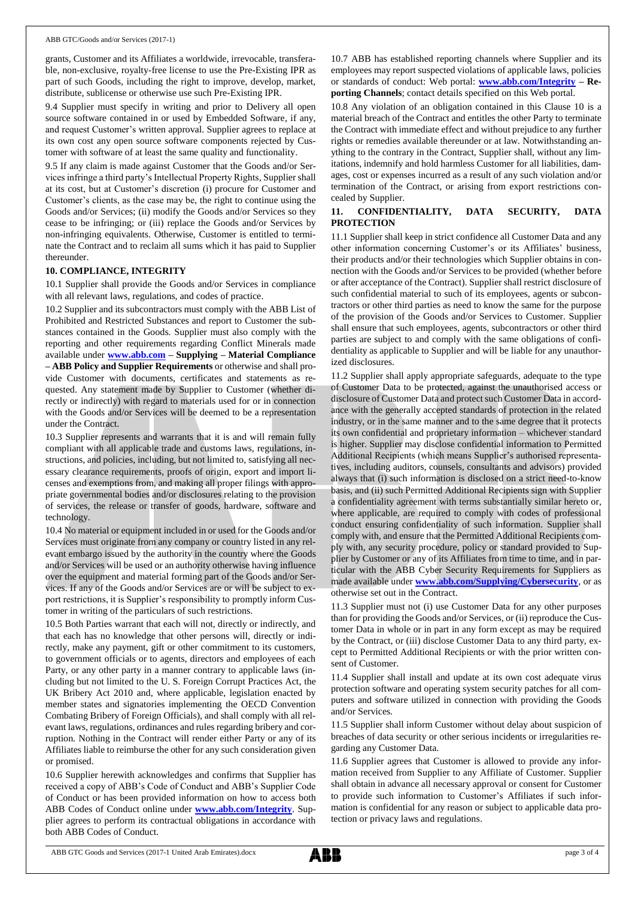grants, Customer and its Affiliates a worldwide, irrevocable, transferable, non-exclusive, royalty-free license to use the Pre-Existing IPR as part of such Goods, including the right to improve, develop, market, distribute, sublicense or otherwise use such Pre-Existing IPR.

9.4 Supplier must specify in writing and prior to Delivery all open source software contained in or used by Embedded Software, if any, and request Customer's written approval. Supplier agrees to replace at its own cost any open source software components rejected by Customer with software of at least the same quality and functionality.

9.5 If any claim is made against Customer that the Goods and/or Services infringe a third party's Intellectual Property Rights, Supplier shall at its cost, but at Customer's discretion (i) procure for Customer and Customer's clients, as the case may be, the right to continue using the Goods and/or Services; (ii) modify the Goods and/or Services so they cease to be infringing; or (iii) replace the Goods and/or Services by non-infringing equivalents. Otherwise, Customer is entitled to terminate the Contract and to reclaim all sums which it has paid to Supplier thereunder.

## 10. COMPLIANCE, INTEGRITY

10.1 Supplier shall provide the Goods and/or Services in compliance with all relevant laws, regulations, and codes of practice.

10.2 Supplier and its subcontractors must comply with the ABB List of Prohibited and Restricted Substances and report to Customer the substances contained in the Goods. Supplier must also comply with the reporting and other requirements regarding Conflict Minerals made available under **www.abb.com – Supplying – Material Compliance – ABB Policy and Supplier Requirements** or otherwise and shall provide Customer with documents, certificates and statements as requested. Any statement made by Supplier to Customer (whether directly or indirectly) with regard to materials used for or in connection with the Goods and/or Services will be deemed to be a representation under the Contract.

10.3 Supplier represents and warrants that it is and will remain fully compliant with all applicable trade and customs laws, regulations, instructions, and policies, including, but not limited to, satisfying all necessary clearance requirements, proofs of origin, export and import licenses and exemptions from, and making all proper filings with appropriate governmental bodies and/or disclosures relating to the provision of services, the release or transfer of goods, hardware, software and technology.

10.4 No material or equipment included in or used for the Goods and/or Services must originate from any company or country listed in any relevant embargo issued by the authority in the country where the Goods and/or Services will be used or an authority otherwise having influence over the equipment and material forming part of the Goods and/or Services. If any of the Goods and/or Services are or will be subject to export restrictions, it is Supplier's responsibility to promptly inform Customer in writing of the particulars of such restrictions.

10.5 Both Parties warrant that each will not, directly or indirectly, and that each has no knowledge that other persons will, directly or indirectly, make any payment, gift or other commitment to its customers, to government officials or to agents, directors and employees of each Party, or any other party in a manner contrary to applicable laws (including but not limited to the U. S. Foreign Corrupt Practices Act, the UK Bribery Act 2010 and, where applicable, legislation enacted by member states and signatories implementing the OECD Convention Combating Bribery of Foreign Officials), and shall comply with all relevant laws, regulations, ordinances and rules regarding bribery and corruption. Nothing in the Contract will render either Party or any of its Affiliates liable to reimburse the other for any such consideration given or promised.

10.6 Supplier herewith acknowledges and confirms that Supplier has received a copy of ABB's Code of Conduct and ABB's Supplier Code of Conduct or has been provided information on how to access both ABB Codes of Conduct online under **www.abb.com/Integrity**. Supplier agrees to perform its contractual obligations in accordance with both ABB Codes of Conduct.

10.7 ABB has established reporting channels where Supplier and its employees may report suspected violations of applicable laws, policies or standards of conduct: Web portal: **www.abb.com/Integrity – Reporting Channels**; contact details specified on this Web portal.

10.8 Any violation of an obligation contained in this Clause 10 is a material breach of the Contract and entitles the other Party to terminate the Contract with immediate effect and without prejudice to any further rights or remedies available thereunder or at law. Notwithstanding anything to the contrary in the Contract, Supplier shall, without any limitations, indemnify and hold harmless Customer for all liabilities, damages, cost or expenses incurred as a result of any such violation and/or termination of the Contract, or arising from export restrictions concealed by Supplier.

## 11. CONFIDENTIALITY, DATA SECURITY, DATA PROTECTION

11.1 Supplier shall keep in strict confidence all Customer Data and any other information concerning Customer's or its Affiliates' business, their products and/or their technologies which Supplier obtains in connection with the Goods and/or Services to be provided (whether before or after acceptance of the Contract). Supplier shall restrict disclosure of such confidential material to such of its employees, agents or subcontractors or other third parties as need to know the same for the purpose of the provision of the Goods and/or Services to Customer. Supplier shall ensure that such employees, agents, subcontractors or other third parties are subject to and comply with the same obligations of confidentiality as applicable to Supplier and will be liable for any unauthorized disclosures.

11.2 Supplier shall apply appropriate safeguards, adequate to the type of Customer Data to be protected, against the unauthorised access or disclosure of Customer Data and protect such Customer Data in accordance with the generally accepted standards of protection in the related industry, or in the same manner and to the same degree that it protects its own confidential and proprietary information – whichever standard is higher. Supplier may disclose confidential information to Permitted Additional Recipients (which means Supplier's authorised representatives, including auditors, counsels, consultants and advisors) provided always that (i) such information is disclosed on a strict need-to-know basis, and (ii) such Permitted Additional Recipients sign with Supplier a confidentiality agreement with terms substantially similar hereto or, where applicable, are required to comply with codes of professional conduct ensuring confidentiality of such information. Supplier shall comply with, and ensure that the Permitted Additional Recipients comply with, any security procedure, policy or standard provided to Supplier by Customer or any of its Affiliates from time to time, and in particular with the ABB Cyber Security Requirements for Suppliers as made available under **www.abb.com/Supplying/Cybersecurity**, or as otherwise set out in the Contract.

11.3 Supplier must not (i) use Customer Data for any other purposes than for providing the Goods and/or Services, or (ii) reproduce the Customer Data in whole or in part in any form except as may be required by the Contract, or (iii) disclose Customer Data to any third party, except to Permitted Additional Recipients or with the prior written consent of Customer.

11.4 Supplier shall install and update at its own cost adequate virus protection software and operating system security patches for all computers and software utilized in connection with providing the Goods and/or Services.

11.5 Supplier shall inform Customer without delay about suspicion of breaches of data security or other serious incidents or irregularities regarding any Customer Data.

11.6 Supplier agrees that Customer is allowed to provide any information received from Supplier to any Affiliate of Customer. Supplier shall obtain in advance all necessary approval or consent for Customer to provide such information to Customer's Affiliates if such information is confidential for any reason or subject to applicable data protection or privacy laws and regulations.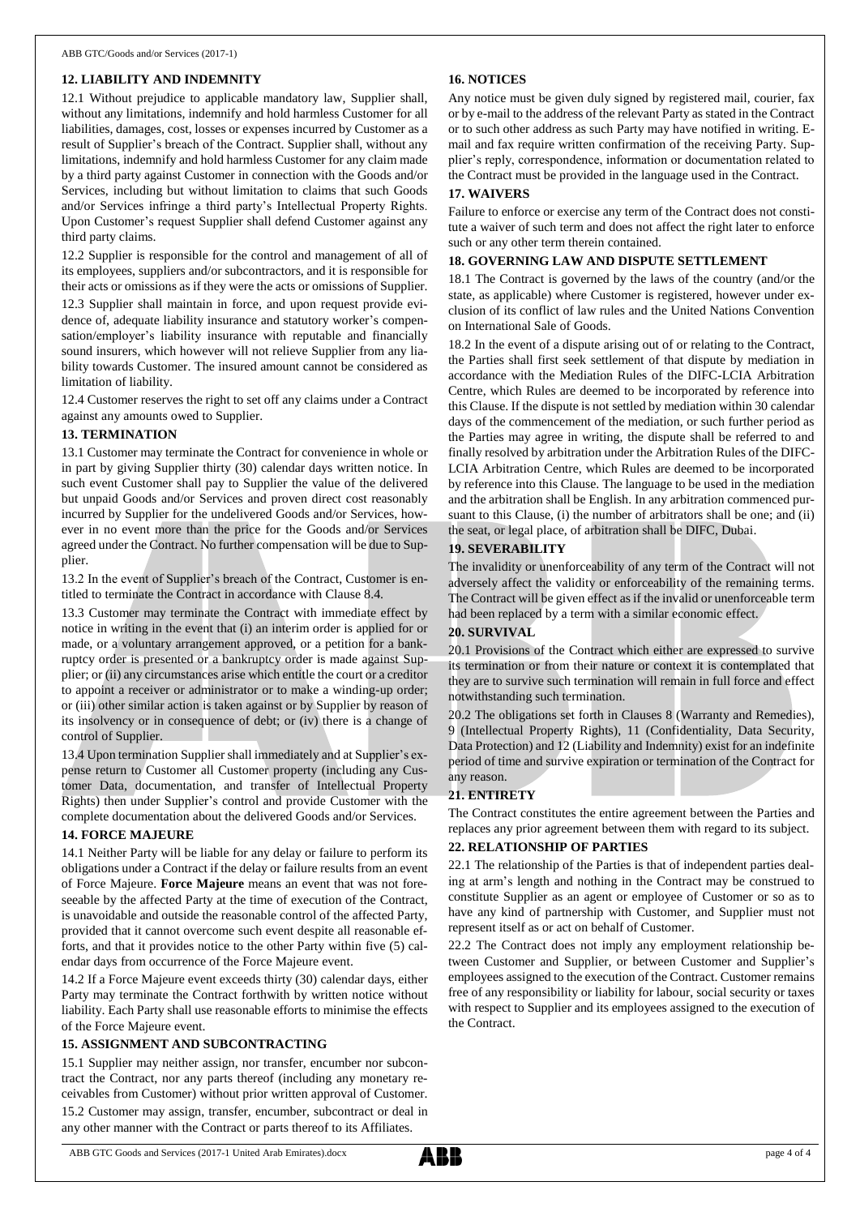## 12. LIABILITY AND INDEMNITY

12.1 Without prejudice to applicable mandatory law, Supplier shall, without any limitations, indemnify and hold harmless Customer for all liabilities, damages, cost, losses or expenses incurred by Customer as a result of Supplier's breach of the Contract. Supplier shall, without any limitations, indemnify and hold harmless Customer for any claim made by a third party against Customer in connection with the Goods and/or Services, including but without limitation to claims that such Goods and/or Services infringe a third party's Intellectual Property Rights. Upon Customer's request Supplier shall defend Customer against any third party claims.

12.2 Supplier is responsible for the control and management of all of its employees, suppliers and/or subcontractors, and it is responsible for their acts or omissions as if they were the acts or omissions of Supplier.

12.3 Supplier shall maintain in force, and upon request provide evidence of, adequate liability insurance and statutory worker's compensation/employer's liability insurance with reputable and financially sound insurers, which however will not relieve Supplier from any liability towards Customer. The insured amount cannot be considered as limitation of liability.

12.4 Customer reserves the right to set off any claims under a Contract against any amounts owed to Supplier.

## 13. TERMINATION

13.1 Customer may terminate the Contract for convenience in whole or in part by giving Supplier thirty (30) calendar days written notice. In such event Customer shall pay to Supplier the value of the delivered but unpaid Goods and/or Services and proven direct cost reasonably incurred by Supplier for the undelivered Goods and/or Services, however in no event more than the price for the Goods and/or Services agreed under the Contract. No further compensation will be due to Supplier.

13.2 In the event of Supplier's breach of the Contract, Customer is entitled to terminate the Contract in accordance with Clause 8.4.

13.3 Customer may terminate the Contract with immediate effect by notice in writing in the event that (i) an interim order is applied for or made, or a voluntary arrangement approved, or a petition for a bankruptcy order is presented or a bankruptcy order is made against Supplier; or (ii) any circumstances arise which entitle the court or a creditor to appoint a receiver or administrator or to make a winding-up order; or (iii) other similar action is taken against or by Supplier by reason of its insolvency or in consequence of debt; or (iv) there is a change of control of Supplier.

13.4 Upon termination Supplier shall immediately and at Supplier's expense return to Customer all Customer property (including any Customer Data, documentation, and transfer of Intellectual Property Rights) then under Supplier's control and provide Customer with the complete documentation about the delivered Goods and/or Services.

## 14. FORCE MAJEURE

14.1 Neither Party will be liable for any delay or failure to perform its obligations under a Contract if the delay or failure results from an event of Force Majeure. **Force Majeure** means an event that was not foreseeable by the affected Party at the time of execution of the Contract, is unavoidable and outside the reasonable control of the affected Party, provided that it cannot overcome such event despite all reasonable efforts, and that it provides notice to the other Party within five (5) calendar days from occurrence of the Force Majeure event.

14.2 If a Force Majeure event exceeds thirty (30) calendar days, either Party may terminate the Contract forthwith by written notice without liability. Each Party shall use reasonable efforts to minimise the effects of the Force Majeure event.

## 15. ASSIGNMENT AND SUBCONTRACTING

15.1 Supplier may neither assign, nor transfer, encumber nor subcontract the Contract, nor any parts thereof (including any monetary receivables from Customer) without prior written approval of Customer.

15.2 Customer may assign, transfer, encumber, subcontract or deal in any other manner with the Contract or parts thereof to its Affiliates.

## 16. NOTICES

Any notice must be given duly signed by registered mail, courier, fax or by e-mail to the address of the relevant Party as stated in the Contract or to such other address as such Party may have notified in writing. E-mail and fax require written confirmation of the receiving Party. Supplier's reply, correspondence, information or documentation related to the Contract must be provided in the language used in the Contract.

## 17. WAIVERS

Failure to enforce or exercise any term of the Contract does not constitute a waiver of such term and does not affect the right later to enforce such or any other term therein contained.

## 18. GOVERNING LAW AND DISPUTE SETTLEMENT

18.1 The Contract is governed by the laws of the country (and/or the state, as applicable) where Customer is registered, however under exclusion of its conflict of law rules and the United Nations Convention on International Sale of Goods.

18.2 In the event of a dispute arising out of or relating to the Contract, the Parties shall first seek settlement of that dispute by mediation in accordance with the Mediation Rules of the DIFC-LCIA Arbitration Centre, which Rules are deemed to be incorporated by reference into this Clause. If the dispute is not settled by mediation within 30 calendar days of the commencement of the mediation, or such further period as the Parties may agree in writing, the dispute shall be referred to and finally resolved by arbitration under the Arbitration Rules of the DIFC-LCIA Arbitration Centre, which Rules are deemed to be incorporated by reference into this Clause. The language to be used in the mediation and the arbitration shall be English. In any arbitration commenced pursuant to this Clause, (i) the number of arbitrators shall be one; and (ii) the seat, or legal place, of arbitration shall be DIFC, Dubai.

## 19. SEVERABILITY

The invalidity or unenforceability of any term of the Contract will not adversely affect the validity or enforceability of the remaining terms. The Contract will be given effect as if the invalid or unenforceable term had been replaced by a term with a similar economic effect.

## 20. SURVIVAL

20.1 Provisions of the Contract which either are expressed to survive its termination or from their nature or context it is contemplated that they are to survive such termination will remain in full force and effect notwithstanding such termination.

20.2 The obligations set forth in Clauses 8 (Warranty and Remedies), 9 (Intellectual Property Rights), 11 (Confidentiality, Data Security, Data Protection) and 12 (Liability and Indemnity) exist for an indefinite period of time and survive expiration or termination of the Contract for any reason.

## 21. ENTIRETY

The Contract constitutes the entire agreement between the Parties and replaces any prior agreement between them with regard to its subject.

## 22. RELATIONSHIP OF PARTIES

22.1 The relationship of the Parties is that of independent parties dealing at arm's length and nothing in the Contract may be construed to constitute Supplier as an agent or employee of Customer or so as to have any kind of partnership with Customer, and Supplier must not represent itself as or act on behalf of Customer.

22.2 The Contract does not imply any employment relationship between Customer and Supplier, or between Customer and Supplier's employees assigned to the execution of the Contract. Customer remains free of any responsibility or liability for labour, social security or taxes with respect to Supplier and its employees assigned to the execution of the Contract.